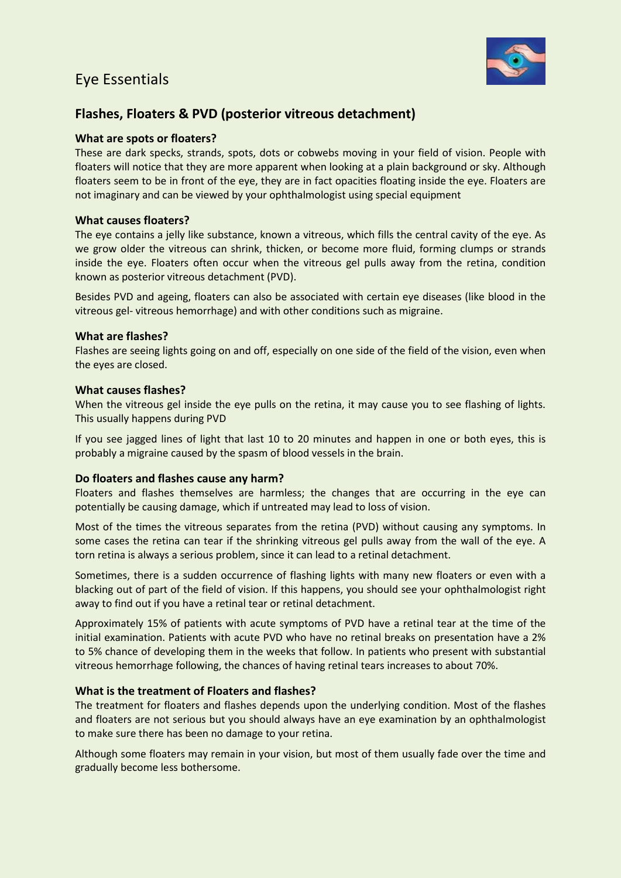# Eye Essentials

## Flashes, Floaters & PVD (posterior vitreous detachment)

### What are spots or floaters?

These are dark specks, strands, spots, dots or cobwebs moving in your field of vision. People with floaters will notice that they are more apparent when looking at a plain background or sky. Although floaters seem to be in front of the eye, they are in fact opacities floating inside the eye. Floaters are not imaginary and can be viewed by your ophthalmologist using special equipment

### What causes floaters?

The eye contains a jelly like substance, known a vitreous, which fills the central cavity of the eye. As we grow older the vitreous can shrink, thicken, or become more fluid, forming clumps or strands inside the eye. Floaters often occur when the vitreous gel pulls away from the retina, condition known as posterior vitreous detachment (PVD).

Besides PVD and ageing, floaters can also be associated with certain eye diseases (like blood in the vitreous gel- vitreous hemorrhage) and with other conditions such as migraine.

### What are flashes?

Flashes are seeing lights going on and off, especially on one side of the field of the vision, even when the eyes are closed.

### What causes flashes?

When the vitreous gel inside the eye pulls on the retina, it may cause you to see flashing of lights. This usually happens during PVD

If you see jagged lines of light that last 10 to 20 minutes and happen in one or both eyes, this is probably a migraine caused by the spasm of blood vessels in the brain.

### Do floaters and flashes cause any harm?

Floaters and flashes themselves are harmless; the changes that are occurring in the eye can potentially be causing damage, which if untreated may lead to loss of vision.

Most of the times the vitreous separates from the retina (PVD) without causing any symptoms. In some cases the retina can tear if the shrinking vitreous gel pulls away from the wall of the eye. A torn retina is always a serious problem, since it can lead to a retinal detachment.

Sometimes, there is a sudden occurrence of flashing lights with many new floaters or even with a blacking out of part of the field of vision. If this happens, you should see your ophthalmologist right away to find out if you have a retinal tear or retinal detachment.

Approximately 15% of patients with acute symptoms of PVD have a retinal tear at the time of the initial examination. Patients with acute PVD who have no retinal breaks on presentation have a 2% to 5% chance of developing them in the weeks that follow. In patients who present with substantial vitreous hemorrhage following, the chances of having retinal tears increases to about 70%.

### What is the treatment of Floaters and flashes?

The treatment for floaters and flashes depends upon the underlying condition. Most of the flashes and floaters are not serious but you should always have an eye examination by an ophthalmologist to make sure there has been no damage to your retina.

Although some floaters may remain in your vision, but most of them usually fade over the time and gradually become less bothersome.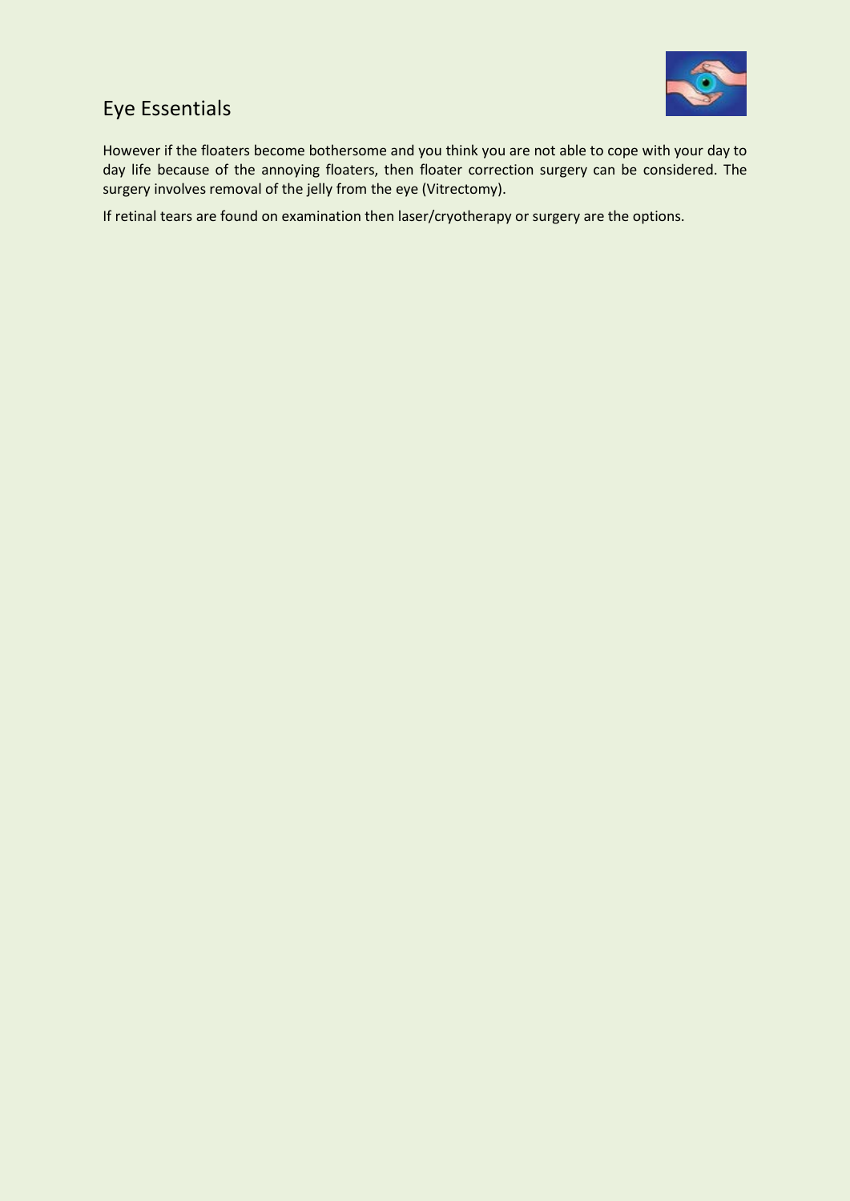However if the floaters become bothersome and you think you are not able to cope with your day to day life because of the annoying floaters, then floater correction surgery can be considered. The surgery involves removal of the jelly from the eye (Vitrectomy).

If retinal tears are found on examination then laser/cryotherapy or surgery are the options.